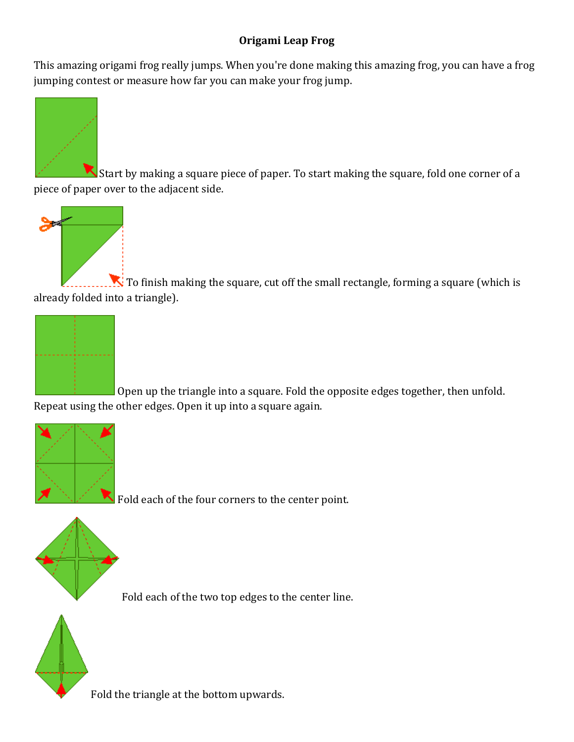# Origami Leap Frog

This amazing origami frog really jumps. When you're done making this amazing frog, you can have a frog jumping contest or measure how far you can make your frog jump.

Start by making a square piece of paper. To start making the square, fold one corner of a piece of paper over to the adjacent side.

To finish making the square, cut off the small rectangle, forming a square (which is already folded into a triangle).

Open up the triangle into a square. Fold the opposite edges together, then unfold. Repeat using the other edges. Open it up into a square again.

Fold each of the four corners to the center point.

Fold each of the two top edges to the center line.

Fold the triangle at the bottom upwards.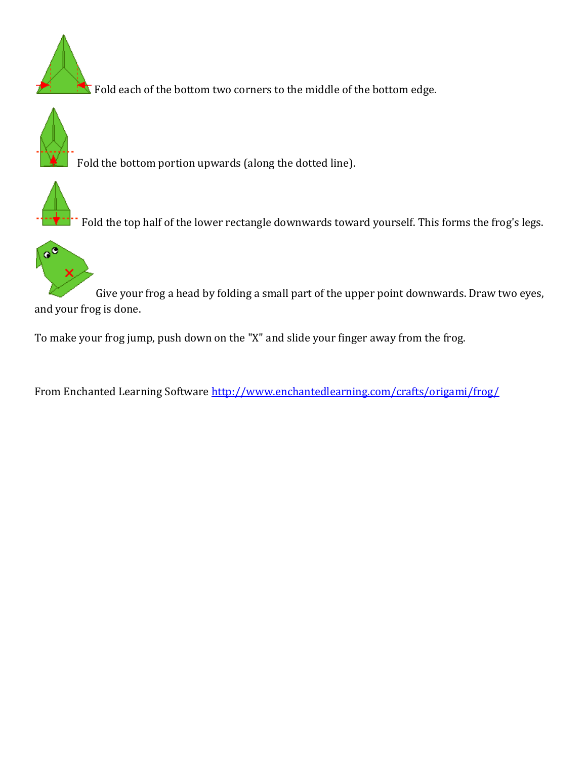Fold each of the bottom two corners to the middle of the bottom edge.

Fold the bottom portion upwards (along the dotted line).

Fold the top half of the lower rectangle downwards toward yourself. This forms the frog's legs.

Give your frog a head by folding a small part of the upper point downwards. Draw two eyes, and your frog is done.

To make your frog jump, push down on the "X" and slide your finger away from the frog.

From Enchanted Learning Software http://www.enchantedlearning.com/crafts/origami/frog/